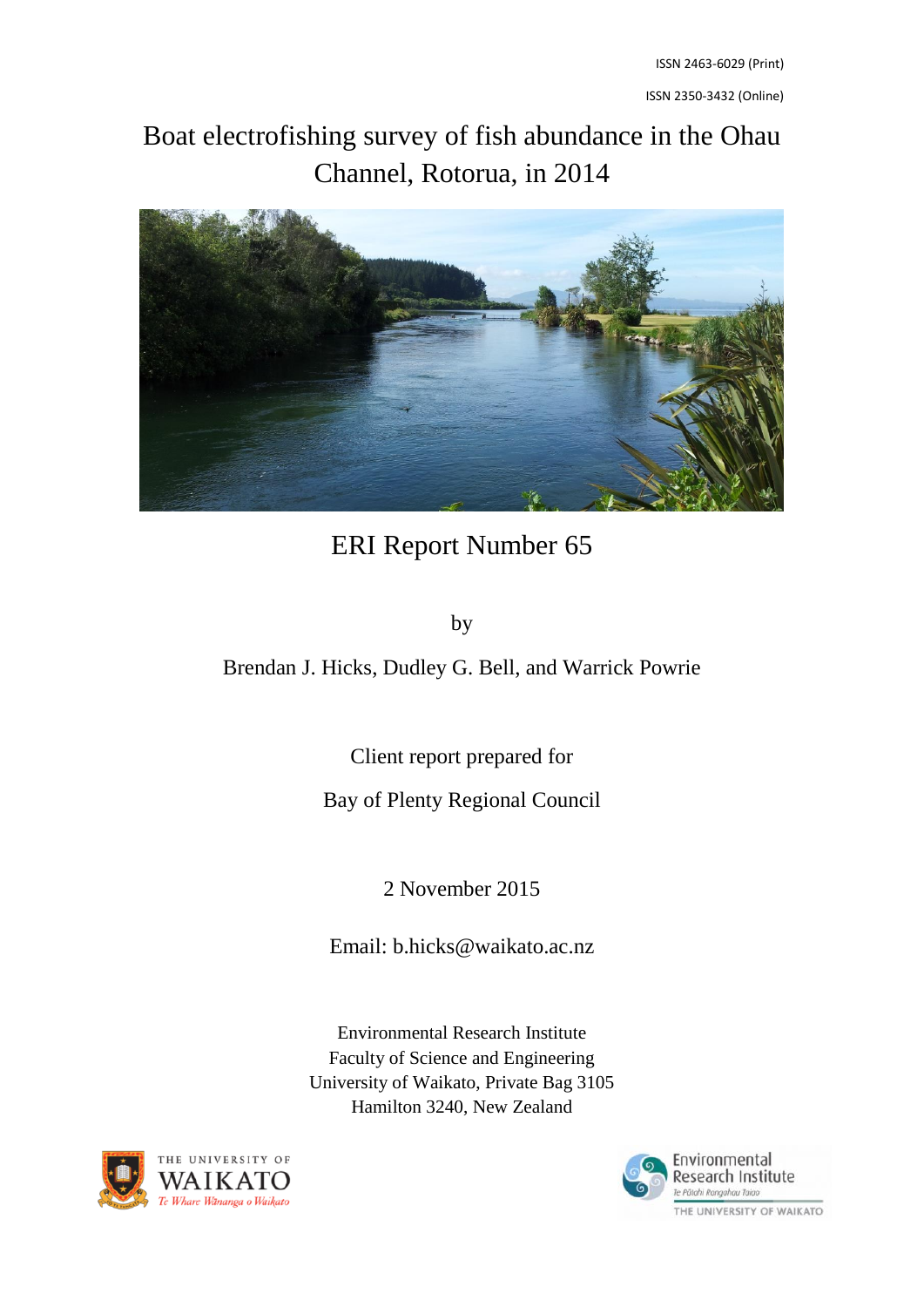ISSN 2463-6029 (Print)

ISSN 2350-3432 (Online)

# Boat electrofishing survey of fish abundance in the Ohau Channel, Rotorua, in 2014

ERI Report Number 65

by

Brendan J. Hicks, Dudley G. Bell, and Warrick Powrie

Client report prepared for

Bay of Plenty Regional Council

2 November 2015

Email: b.hicks@waikato.ac.nz

Environmental Research Institute
Faculty of Science and Engineering
University of Waikato, Private Bag 3105
Hamilton 3240, New Zealand

THE UNIVERSITY OF WAIKATO
*Te Whare Wānanga o Waikato*

Environmental Research Institute
*Te Pūtahi Rangahau Taiao*
THE UNIVERSITY OF WAIKATO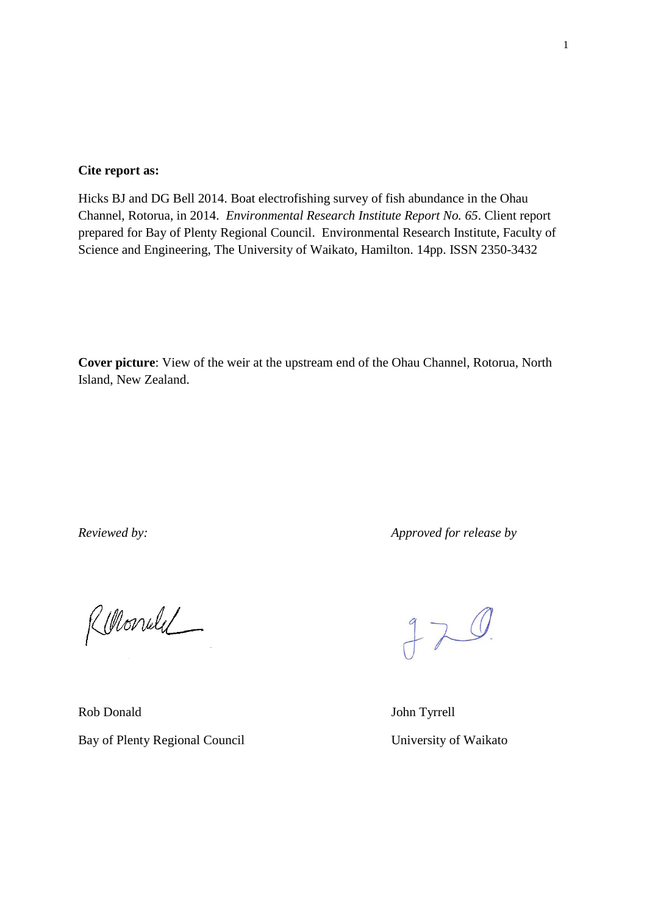**Cite report as:**

Hicks BJ and DG Bell 2014. Boat electrofishing survey of fish abundance in the Ohau Channel, Rotorua, in 2014. *Environmental Research Institute Report No. 65*. Client report prepared for Bay of Plenty Regional Council. Environmental Research Institute, Faculty of Science and Engineering, The University of Waikato, Hamilton. 14pp. ISSN 2350-3432

**Cover picture**: View of the weir at the upstream end of the Ohau Channel, Rotorua, North Island, New Zealand.

*Reviewed by:*

Rob Donald

Bay of Plenty Regional Council

*Approved for release by*

John Tyrrell

University of Waikato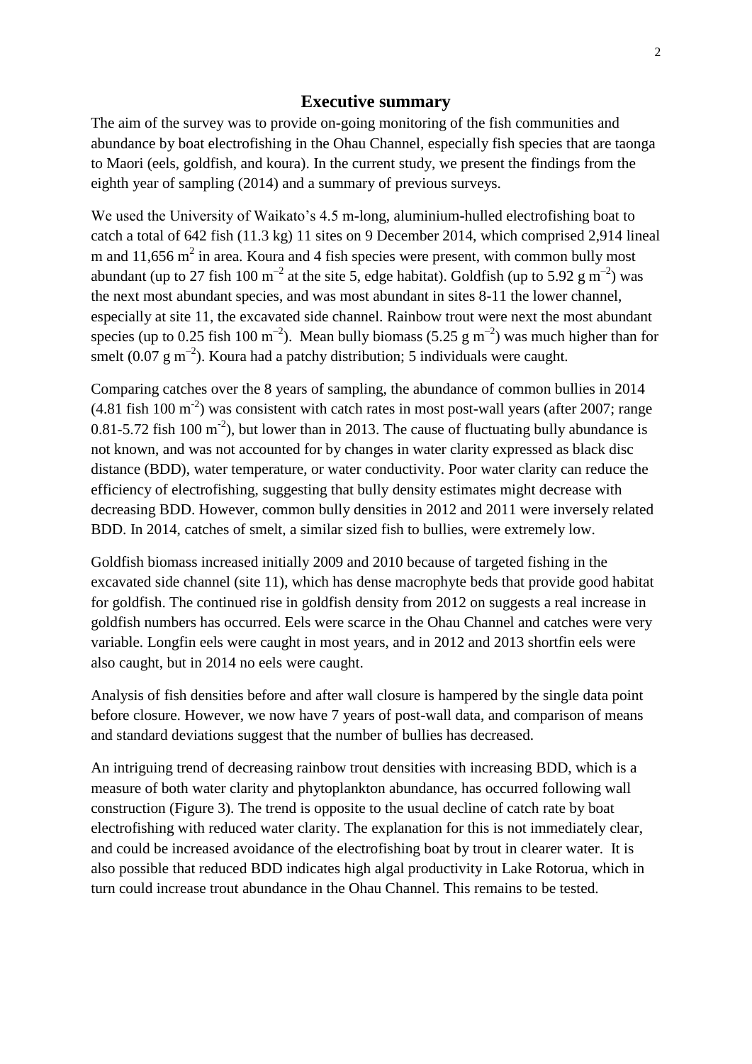## Executive summary

The aim of the survey was to provide on-going monitoring of the fish communities and abundance by boat electrofishing in the Ohau Channel, especially fish species that are taonga to Maori (eels, goldfish, and koura). In the current study, we present the findings from the eighth year of sampling (2014) and a summary of previous surveys.

We used the University of Waikato's 4.5 m-long, aluminium-hulled electrofishing boat to catch a total of 642 fish (11.3 kg) 11 sites on 9 December 2014, which comprised 2,914 lineal m and 11,656 $m^2$ in area. Koura and 4 fish species were present, with common bully most abundant (up to 27 fish 100 $m^{-2}$ at the site 5, edge habitat). Goldfish (up to 5.92 g $m^{-2}$) was the next most abundant species, and was most abundant in sites 8-11 the lower channel, especially at site 11, the excavated side channel. Rainbow trout were next the most abundant species (up to 0.25 fish 100 $m^{-2}$). Mean bully biomass (5.25 g $m^{-2}$) was much higher than for smelt (0.07 g $m^{-2}$). Koura had a patchy distribution; 5 individuals were caught.

Comparing catches over the 8 years of sampling, the abundance of common bullies in 2014 (4.81 fish 100 $m^{-2}$) was consistent with catch rates in most post-wall years (after 2007; range 0.81-5.72 fish 100 $m^{-2}$), but lower than in 2013. The cause of fluctuating bully abundance is not known, and was not accounted for by changes in water clarity expressed as black disc distance (BDD), water temperature, or water conductivity. Poor water clarity can reduce the efficiency of electrofishing, suggesting that bully density estimates might decrease with decreasing BDD. However, common bully densities in 2012 and 2011 were inversely related BDD. In 2014, catches of smelt, a similar sized fish to bullies, were extremely low.

Goldfish biomass increased initially 2009 and 2010 because of targeted fishing in the excavated side channel (site 11), which has dense macrophyte beds that provide good habitat for goldfish. The continued rise in goldfish density from 2012 on suggests a real increase in goldfish numbers has occurred. Eels were scarce in the Ohau Channel and catches were very variable. Longfin eels were caught in most years, and in 2012 and 2013 shortfin eels were also caught, but in 2014 no eels were caught.

Analysis of fish densities before and after wall closure is hampered by the single data point before closure. However, we now have 7 years of post-wall data, and comparison of means and standard deviations suggest that the number of bullies has decreased.

An intriguing trend of decreasing rainbow trout densities with increasing BDD, which is a measure of both water clarity and phytoplankton abundance, has occurred following wall construction (Figure 3). The trend is opposite to the usual decline of catch rate by boat electrofishing with reduced water clarity. The explanation for this is not immediately clear, and could be increased avoidance of the electrofishing boat by trout in clearer water. It is also possible that reduced BDD indicates high algal productivity in Lake Rotorua, which in turn could increase trout abundance in the Ohau Channel. This remains to be tested.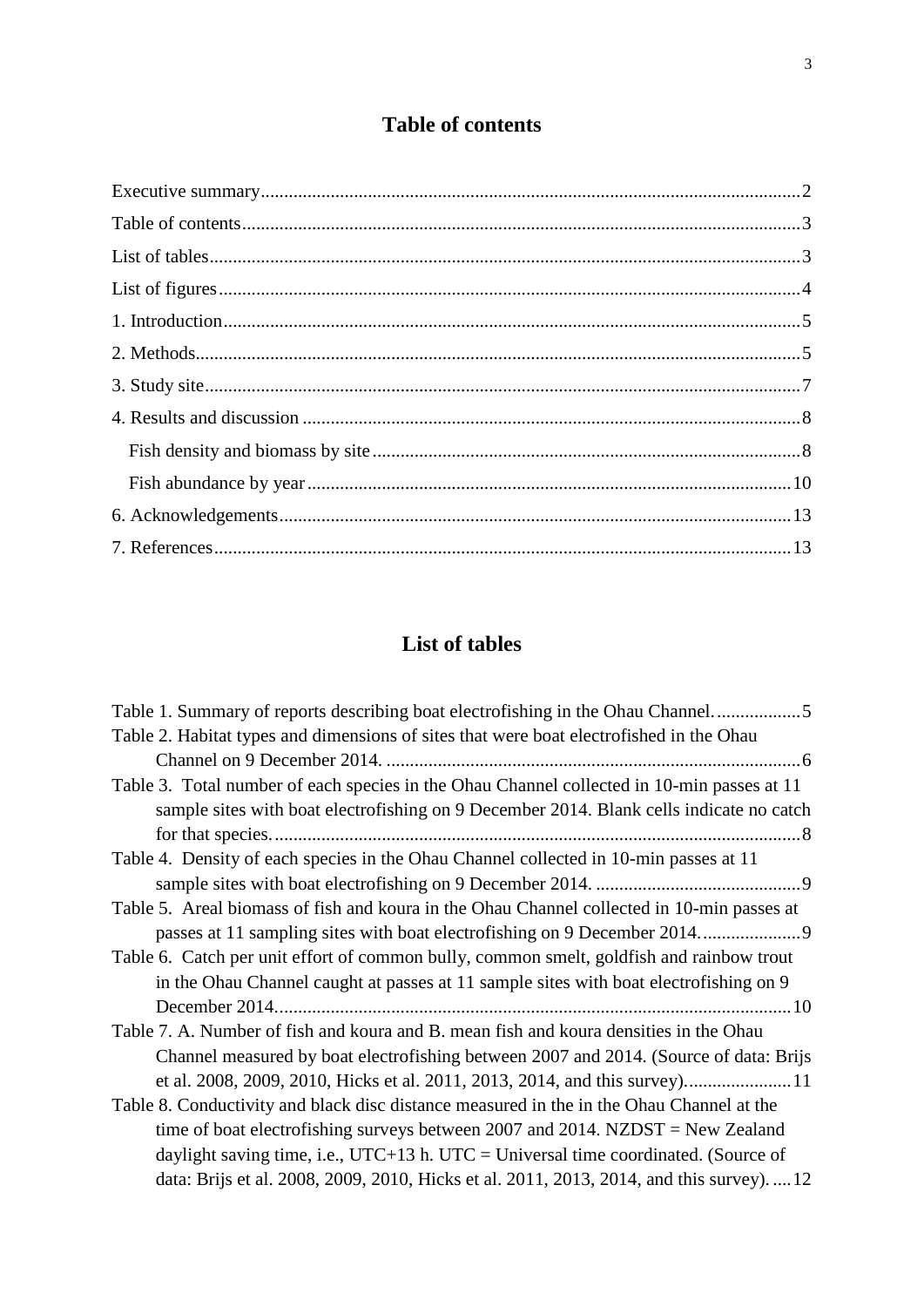## Table of contents

Executive summary....................................................................................................................2

Table of contents.......................................................................................................................3

List of tables.............................................................................................................................3

List of figures............................................................................................................................4

1. Introduction...........................................................................................................................5

2. Methods.................................................................................................................................5

3. Study site...............................................................................................................................7

4. Results and discussion ..........................................................................................................8

  Fish density and biomass by site...........................................................................................8

  Fish abundance by year.......................................................................................................10

6. Acknowledgements.............................................................................................................13

7. References...........................................................................................................................13

## List of tables

Table 1. Summary of reports describing boat electrofishing in the Ohau Channel...................5

Table 2. Habitat types and dimensions of sites that were boat electrofished in the Ohau Channel on 9 December 2014. .........................................................................................6

Table 3. Total number of each species in the Ohau Channel collected in 10-min passes at 11 sample sites with boat electrofishing on 9 December 2014. Blank cells indicate no catch for that species.................................................................................................................8

Table 4. Density of each species in the Ohau Channel collected in 10-min passes at 11 sample sites with boat electrofishing on 9 December 2014. ............................................9

Table 5. Areal biomass of fish and koura in the Ohau Channel collected in 10-min passes at passes at 11 sampling sites with boat electrofishing on 9 December 2014......................9

Table 6. Catch per unit effort of common bully, common smelt, goldfish and rainbow trout in the Ohau Channel caught at passes at 11 sample sites with boat electrofishing on 9 December 2014..............................................................................................................10

Table 7. A. Number of fish and koura and B. mean fish and koura densities in the Ohau Channel measured by boat electrofishing between 2007 and 2014. (Source of data: Brijs et al. 2008, 2009, 2010, Hicks et al. 2011, 2013, 2014, and this survey).......................11

Table 8. Conductivity and black disc distance measured in the in the Ohau Channel at the time of boat electrofishing surveys between 2007 and 2014. NZDST = New Zealand daylight saving time, i.e., UTC+13 h. UTC = Universal time coordinated. (Source of data: Brijs et al. 2008, 2009, 2010, Hicks et al. 2011, 2013, 2014, and this survey). ....12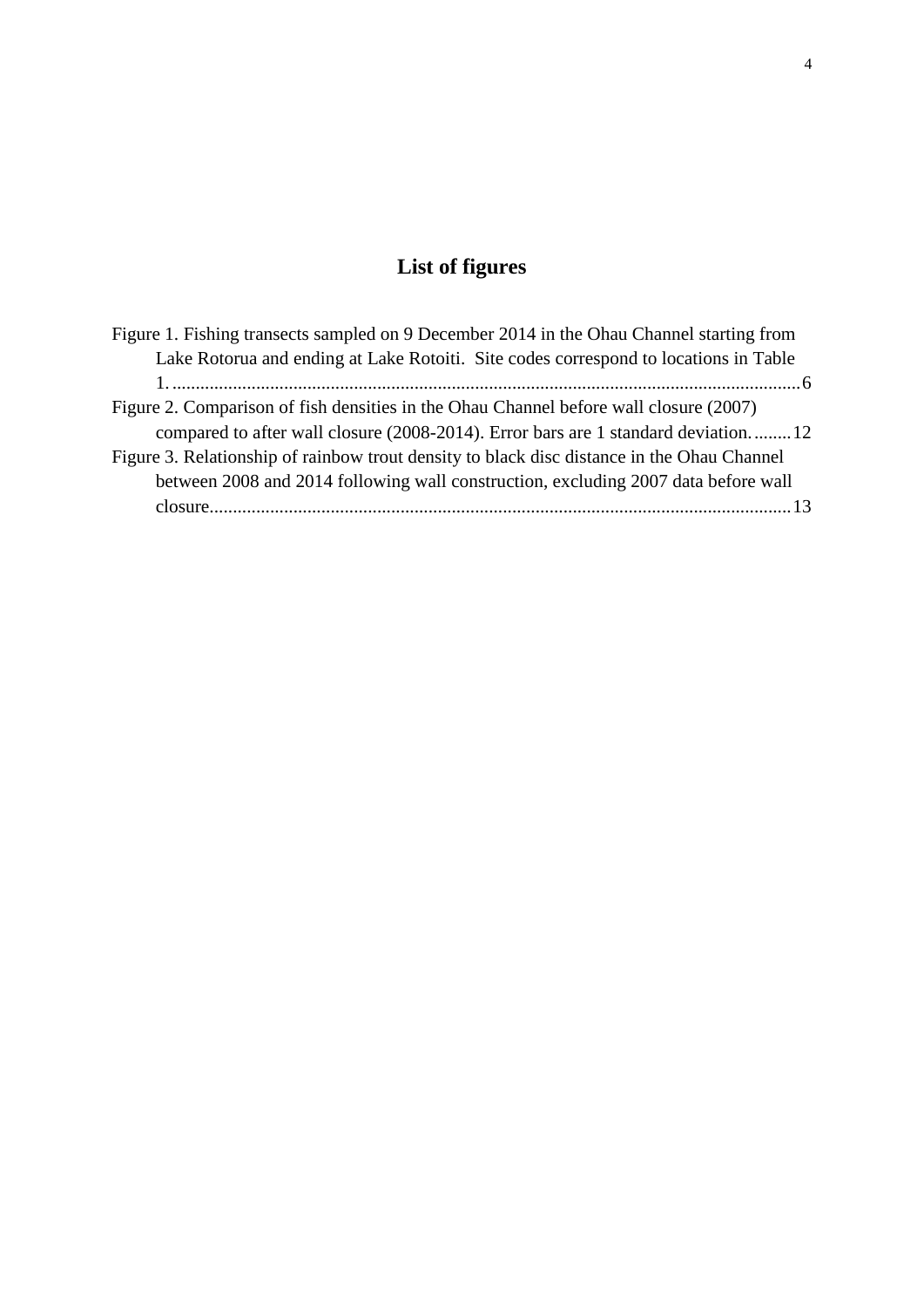# List of figures

Figure 1. Fishing transects sampled on 9 December 2014 in the Ohau Channel starting from Lake Rotorua and ending at Lake Rotoiti. Site codes correspond to locations in Table 1. ........................................................................................................................................6

Figure 2. Comparison of fish densities in the Ohau Channel before wall closure (2007) compared to after wall closure (2008-2014). Error bars are 1 standard deviation. ........12

Figure 3. Relationship of rainbow trout density to black disc distance in the Ohau Channel between 2008 and 2014 following wall construction, excluding 2007 data before wall closure..............................................................................................................................13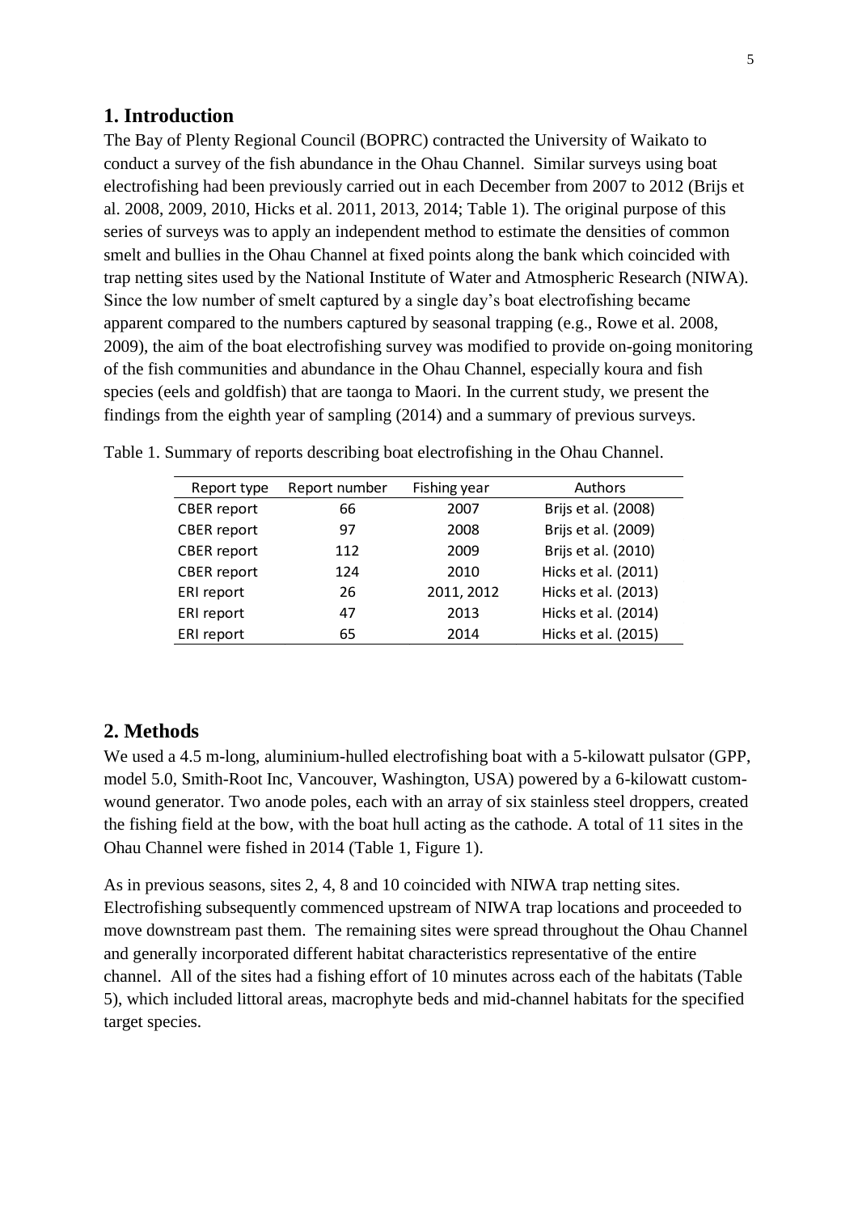## 1. Introduction

The Bay of Plenty Regional Council (BOPRC) contracted the University of Waikato to conduct a survey of the fish abundance in the Ohau Channel. Similar surveys using boat electrofishing had been previously carried out in each December from 2007 to 2012 (Brijs et al. 2008, 2009, 2010, Hicks et al. 2011, 2013, 2014; Table 1). The original purpose of this series of surveys was to apply an independent method to estimate the densities of common smelt and bullies in the Ohau Channel at fixed points along the bank which coincided with trap netting sites used by the National Institute of Water and Atmospheric Research (NIWA). Since the low number of smelt captured by a single day's boat electrofishing became apparent compared to the numbers captured by seasonal trapping (e.g., Rowe et al. 2008, 2009), the aim of the boat electrofishing survey was modified to provide on-going monitoring of the fish communities and abundance in the Ohau Channel, especially koura and fish species (eels and goldfish) that are taonga to Maori. In the current study, we present the findings from the eighth year of sampling (2014) and a summary of previous surveys.

Table 1. Summary of reports describing boat electrofishing in the Ohau Channel.

| Report type | Report number | Fishing year | Authors |
|---|---|---|---|
| CBER report | 66 | 2007 | Brijs et al. (2008) |
| CBER report | 97 | 2008 | Brijs et al. (2009) |
| CBER report | 112 | 2009 | Brijs et al. (2010) |
| CBER report | 124 | 2010 | Hicks et al. (2011) |
| ERI report | 26 | 2011, 2012 | Hicks et al. (2013) |
| ERI report | 47 | 2013 | Hicks et al. (2014) |
| ERI report | 65 | 2014 | Hicks et al. (2015) |

## 2. Methods

We used a 4.5 m-long, aluminium-hulled electrofishing boat with a 5-kilowatt pulsator (GPP, model 5.0, Smith-Root Inc, Vancouver, Washington, USA) powered by a 6-kilowatt custom-wound generator. Two anode poles, each with an array of six stainless steel droppers, created the fishing field at the bow, with the boat hull acting as the cathode. A total of 11 sites in the Ohau Channel were fished in 2014 (Table 1, Figure 1).

As in previous seasons, sites 2, 4, 8 and 10 coincided with NIWA trap netting sites. Electrofishing subsequently commenced upstream of NIWA trap locations and proceeded to move downstream past them. The remaining sites were spread throughout the Ohau Channel and generally incorporated different habitat characteristics representative of the entire channel. All of the sites had a fishing effort of 10 minutes across each of the habitats (Table 5), which included littoral areas, macrophyte beds and mid-channel habitats for the specified target species.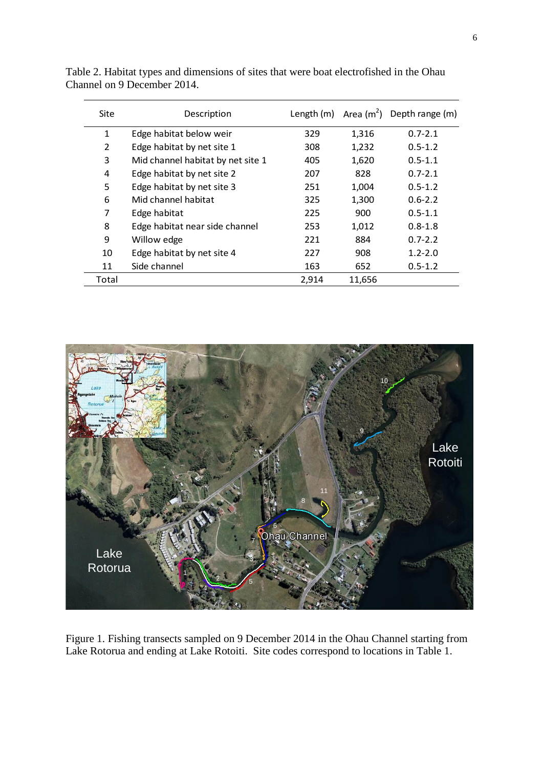Table 2. Habitat types and dimensions of sites that were boat electrofished in the Ohau Channel on 9 December 2014.

| Site | Description | Length (m) | Area ($m^2$) | Depth range (m) |
|---|---|---|---|---|
| 1 | Edge habitat below weir | 329 | 1,316 | 0.7-2.1 |
| 2 | Edge habitat by net site 1 | 308 | 1,232 | 0.5-1.2 |
| 3 | Mid channel habitat by net site 1 | 405 | 1,620 | 0.5-1.1 |
| 4 | Edge habitat by net site 2 | 207 | 828 | 0.7-2.1 |
| 5 | Edge habitat by net site 3 | 251 | 1,004 | 0.5-1.2 |
| 6 | Mid channel habitat | 325 | 1,300 | 0.6-2.2 |
| 7 | Edge habitat | 225 | 900 | 0.5-1.1 |
| 8 | Edge habitat near side channel | 253 | 1,012 | 0.8-1.8 |
| 9 | Willow edge | 221 | 884 | 0.7-2.2 |
| 10 | Edge habitat by net site 4 | 227 | 908 | 1.2-2.0 |
| 11 | Side channel | 163 | 652 | 0.5-1.2 |
| Total | | 2,914 | 11,656 | |

Figure 1. Fishing transects sampled on 9 December 2014 in the Ohau Channel starting from Lake Rotorua and ending at Lake Rotoiti. Site codes correspond to locations in Table 1.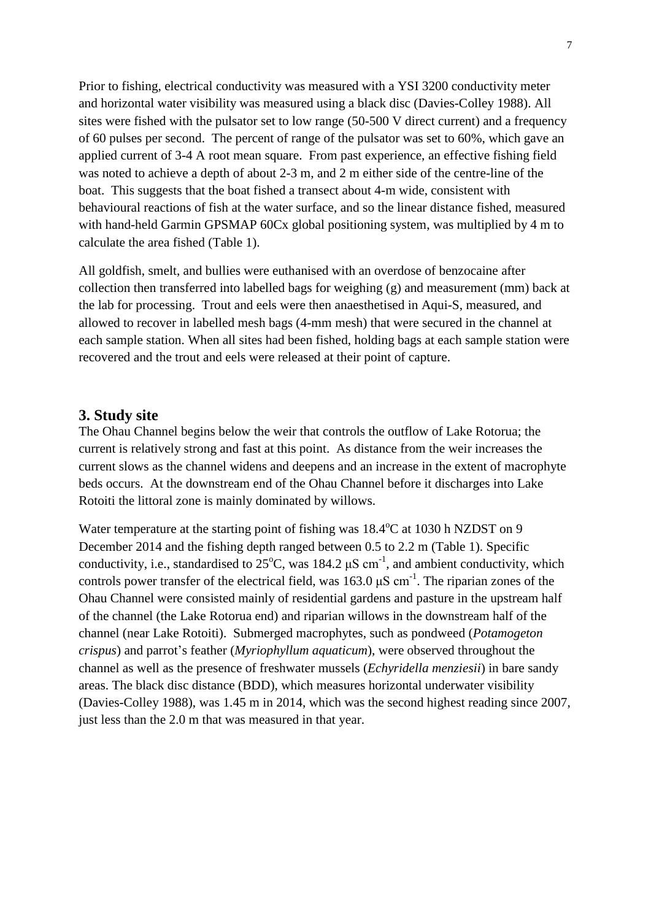Prior to fishing, electrical conductivity was measured with a YSI 3200 conductivity meter and horizontal water visibility was measured using a black disc (Davies-Colley 1988). All sites were fished with the pulsator set to low range (50-500 V direct current) and a frequency of 60 pulses per second. The percent of range of the pulsator was set to 60%, which gave an applied current of 3-4 A root mean square. From past experience, an effective fishing field was noted to achieve a depth of about 2-3 m, and 2 m either side of the centre-line of the boat. This suggests that the boat fished a transect about 4-m wide, consistent with behavioural reactions of fish at the water surface, and so the linear distance fished, measured with hand-held Garmin GPSMAP 60Cx global positioning system, was multiplied by 4 m to calculate the area fished (Table 1).

All goldfish, smelt, and bullies were euthanised with an overdose of benzocaine after collection then transferred into labelled bags for weighing (g) and measurement (mm) back at the lab for processing. Trout and eels were then anaesthetised in Aqui-S, measured, and allowed to recover in labelled mesh bags (4-mm mesh) that were secured in the channel at each sample station. When all sites had been fished, holding bags at each sample station were recovered and the trout and eels were released at their point of capture.

## 3. Study site

The Ohau Channel begins below the weir that controls the outflow of Lake Rotorua; the current is relatively strong and fast at this point. As distance from the weir increases the current slows as the channel widens and deepens and an increase in the extent of macrophyte beds occurs. At the downstream end of the Ohau Channel before it discharges into Lake Rotoiti the littoral zone is mainly dominated by willows.

Water temperature at the starting point of fishing was 18.4$^{o}$C at 1030 h NZDST on 9 December 2014 and the fishing depth ranged between 0.5 to 2.2 m (Table 1). Specific conductivity, i.e., standardised to 25$^{o}$C, was 184.2 μS cm$^{-1}$, and ambient conductivity, which controls power transfer of the electrical field, was 163.0 μS cm$^{-1}$. The riparian zones of the Ohau Channel were consisted mainly of residential gardens and pasture in the upstream half of the channel (the Lake Rotorua end) and riparian willows in the downstream half of the channel (near Lake Rotoiti). Submerged macrophytes, such as pondweed (*Potamogeton crispus*) and parrot's feather (*Myriophyllum aquaticum*), were observed throughout the channel as well as the presence of freshwater mussels (*Echyridella menziesii*) in bare sandy areas. The black disc distance (BDD), which measures horizontal underwater visibility (Davies-Colley 1988), was 1.45 m in 2014, which was the second highest reading since 2007, just less than the 2.0 m that was measured in that year.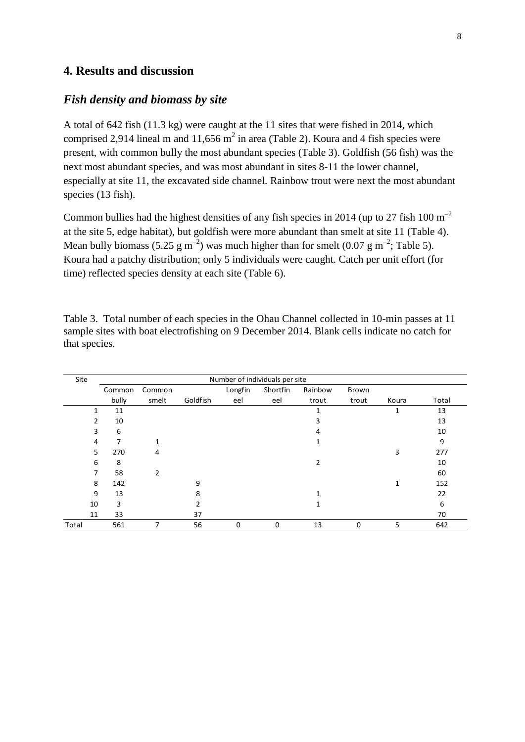## 4. Results and discussion

### *Fish density and biomass by site*

A total of 642 fish (11.3 kg) were caught at the 11 sites that were fished in 2014, which comprised 2,914 lineal m and 11,656 $m^2$ in area (Table 2). Koura and 4 fish species were present, with common bully the most abundant species (Table 3). Goldfish (56 fish) was the next most abundant species, and was most abundant in sites 8-11 the lower channel, especially at site 11, the excavated side channel. Rainbow trout were next the most abundant species (13 fish).

Common bullies had the highest densities of any fish species in 2014 (up to 27 fish 100 $m^{-2}$ at the site 5, edge habitat), but goldfish were more abundant than smelt at site 11 (Table 4). Mean bully biomass (5.25 g $m^{-2}$) was much higher than for smelt (0.07 g $m^{-2}$; Table 5). Koura had a patchy distribution; only 5 individuals were caught. Catch per unit effort (for time) reflected species density at each site (Table 6).

Table 3. Total number of each species in the Ohau Channel collected in 10-min passes at 11 sample sites with boat electrofishing on 9 December 2014. Blank cells indicate no catch for that species.

| Site | Number of individuals per site | | | | | | | | |
|---|---|---|---|---|---|---|---|---|---|
| | Common bully | Common smelt | Goldfish | Longfin eel | Shortfin eel | Rainbow trout | Brown trout | Koura | Total |
| 1 | 11 | | | | | 1 | | 1 | 13 |
| 2 | 10 | | | | | 3 | | | 13 |
| 3 | 6 | | | | | 4 | | | 10 |
| 4 | 7 | 1 | | | | 1 | | | 9 |
| 5 | 270 | 4 | | | | | | 3 | 277 |
| 6 | 8 | | | | | 2 | | | 10 |
| 7 | 58 | 2 | | | | | | | 60 |
| 8 | 142 | | 9 | | | | | 1 | 152 |
| 9 | 13 | | 8 | | | 1 | | | 22 |
| 10 | 3 | | 2 | | | 1 | | | 6 |
| 11 | 33 | | 37 | | | | | | 70 |
| Total | 561 | 7 | 56 | 0 | 0 | 13 | 0 | 5 | 642 |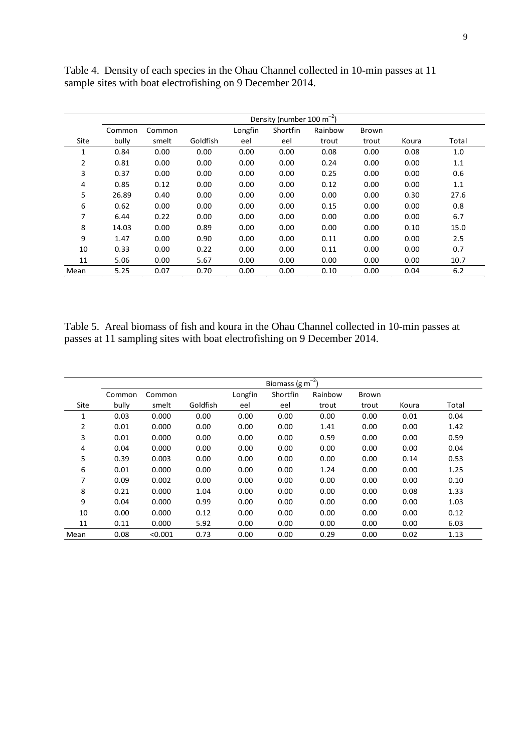Table 4. Density of each species in the Ohau Channel collected in 10-min passes at 11 sample sites with boat electrofishing on 9 December 2014.

| | Density (number 100 m$^{-2}$) | | | | | | | | |
|---|---|---|---|---|---|---|---|---|---|
| Site | Common bully | Common smelt | Goldfish | Longfin eel | Shortfin eel | Rainbow trout | Brown trout | Koura | Total |
| 1 | 0.84 | 0.00 | 0.00 | 0.00 | 0.00 | 0.08 | 0.00 | 0.08 | 1.0 |
| 2 | 0.81 | 0.00 | 0.00 | 0.00 | 0.00 | 0.24 | 0.00 | 0.00 | 1.1 |
| 3 | 0.37 | 0.00 | 0.00 | 0.00 | 0.00 | 0.25 | 0.00 | 0.00 | 0.6 |
| 4 | 0.85 | 0.12 | 0.00 | 0.00 | 0.00 | 0.12 | 0.00 | 0.00 | 1.1 |
| 5 | 26.89 | 0.40 | 0.00 | 0.00 | 0.00 | 0.00 | 0.00 | 0.30 | 27.6 |
| 6 | 0.62 | 0.00 | 0.00 | 0.00 | 0.00 | 0.15 | 0.00 | 0.00 | 0.8 |
| 7 | 6.44 | 0.22 | 0.00 | 0.00 | 0.00 | 0.00 | 0.00 | 0.00 | 6.7 |
| 8 | 14.03 | 0.00 | 0.89 | 0.00 | 0.00 | 0.00 | 0.00 | 0.10 | 15.0 |
| 9 | 1.47 | 0.00 | 0.90 | 0.00 | 0.00 | 0.11 | 0.00 | 0.00 | 2.5 |
| 10 | 0.33 | 0.00 | 0.22 | 0.00 | 0.00 | 0.11 | 0.00 | 0.00 | 0.7 |
| 11 | 5.06 | 0.00 | 5.67 | 0.00 | 0.00 | 0.00 | 0.00 | 0.00 | 10.7 |
| Mean | 5.25 | 0.07 | 0.70 | 0.00 | 0.00 | 0.10 | 0.00 | 0.04 | 6.2 |

Table 5. Areal biomass of fish and koura in the Ohau Channel collected in 10-min passes at passes at 11 sampling sites with boat electrofishing on 9 December 2014.

| | Biomass (g m$^{-2}$) | | | | | | | | |
|---|---|---|---|---|---|---|---|---|---|
| Site | Common bully | Common smelt | Goldfish | Longfin eel | Shortfin eel | Rainbow trout | Brown trout | Koura | Total |
| 1 | 0.03 | 0.000 | 0.00 | 0.00 | 0.00 | 0.00 | 0.00 | 0.01 | 0.04 |
| 2 | 0.01 | 0.000 | 0.00 | 0.00 | 0.00 | 1.41 | 0.00 | 0.00 | 1.42 |
| 3 | 0.01 | 0.000 | 0.00 | 0.00 | 0.00 | 0.59 | 0.00 | 0.00 | 0.59 |
| 4 | 0.04 | 0.000 | 0.00 | 0.00 | 0.00 | 0.00 | 0.00 | 0.00 | 0.04 |
| 5 | 0.39 | 0.003 | 0.00 | 0.00 | 0.00 | 0.00 | 0.00 | 0.14 | 0.53 |
| 6 | 0.01 | 0.000 | 0.00 | 0.00 | 0.00 | 1.24 | 0.00 | 0.00 | 1.25 |
| 7 | 0.09 | 0.002 | 0.00 | 0.00 | 0.00 | 0.00 | 0.00 | 0.00 | 0.10 |
| 8 | 0.21 | 0.000 | 1.04 | 0.00 | 0.00 | 0.00 | 0.00 | 0.08 | 1.33 |
| 9 | 0.04 | 0.000 | 0.99 | 0.00 | 0.00 | 0.00 | 0.00 | 0.00 | 1.03 |
| 10 | 0.00 | 0.000 | 0.12 | 0.00 | 0.00 | 0.00 | 0.00 | 0.00 | 0.12 |
| 11 | 0.11 | 0.000 | 5.92 | 0.00 | 0.00 | 0.00 | 0.00 | 0.00 | 6.03 |
| Mean | 0.08 | <0.001 | 0.73 | 0.00 | 0.00 | 0.29 | 0.00 | 0.02 | 1.13 |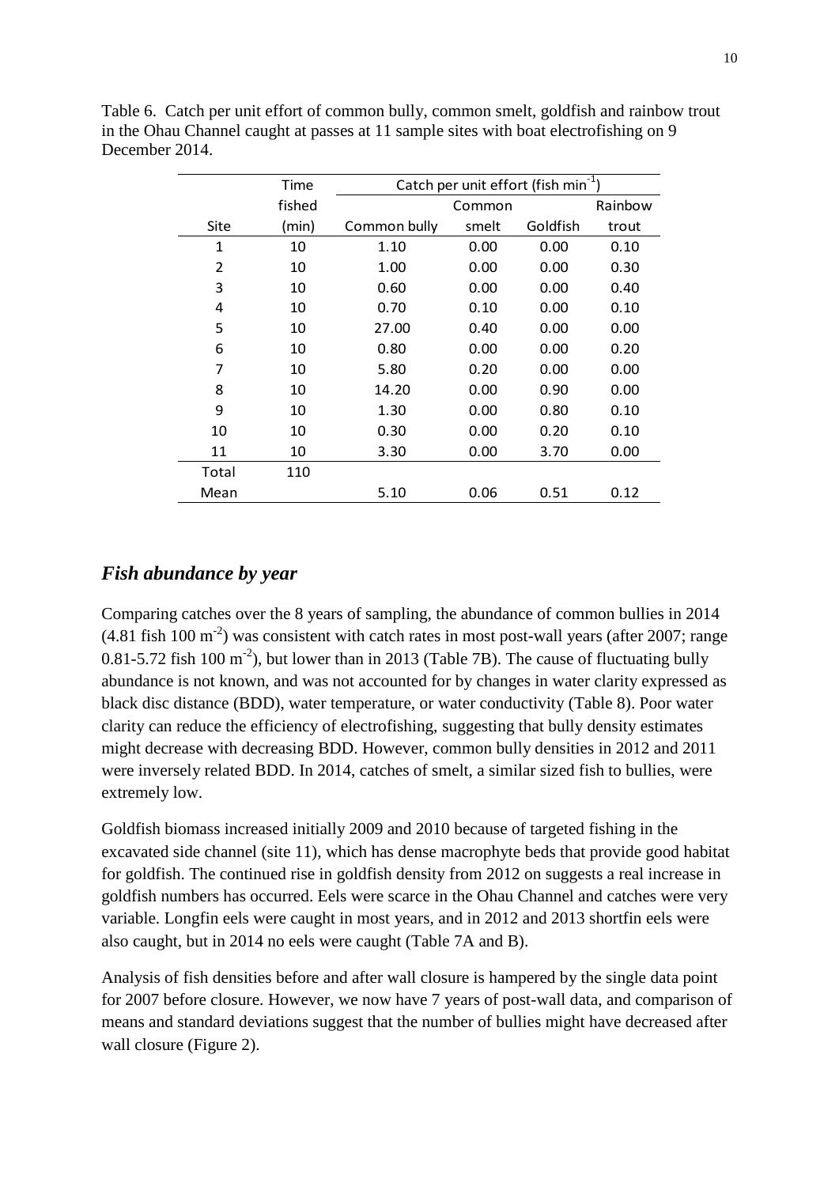Table 6. Catch per unit effort of common bully, common smelt, goldfish and rainbow trout in the Ohau Channel caught at passes at 11 sample sites with boat electrofishing on 9 December 2014.

| Site | Time fished (min) | Catch per unit effort (fish $min^{-1}$) | | | |
|---|---|---|---|---|---|
| | | Common bully | Common smelt | Goldfish | Rainbow trout |
| 1 | 10 | 1.10 | 0.00 | 0.00 | 0.10 |
| 2 | 10 | 1.00 | 0.00 | 0.00 | 0.30 |
| 3 | 10 | 0.60 | 0.00 | 0.00 | 0.40 |
| 4 | 10 | 0.70 | 0.10 | 0.00 | 0.10 |
| 5 | 10 | 27.00 | 0.40 | 0.00 | 0.00 |
| 6 | 10 | 0.80 | 0.00 | 0.00 | 0.20 |
| 7 | 10 | 5.80 | 0.20 | 0.00 | 0.00 |
| 8 | 10 | 14.20 | 0.00 | 0.90 | 0.00 |
| 9 | 10 | 1.30 | 0.00 | 0.80 | 0.10 |
| 10 | 10 | 0.30 | 0.00 | 0.20 | 0.10 |
| 11 | 10 | 3.30 | 0.00 | 3.70 | 0.00 |
| Total | 110 | | | | |
| Mean | | 5.10 | 0.06 | 0.51 | 0.12 |

## *Fish abundance by year*

Comparing catches over the 8 years of sampling, the abundance of common bullies in 2014 (4.81 fish 100 $m^{-2}$) was consistent with catch rates in most post-wall years (after 2007; range 0.81-5.72 fish 100 $m^{-2}$), but lower than in 2013 (Table 7B). The cause of fluctuating bully abundance is not known, and was not accounted for by changes in water clarity expressed as black disc distance (BDD), water temperature, or water conductivity (Table 8). Poor water clarity can reduce the efficiency of electrofishing, suggesting that bully density estimates might decrease with decreasing BDD. However, common bully densities in 2012 and 2011 were inversely related BDD. In 2014, catches of smelt, a similar sized fish to bullies, were extremely low.

Goldfish biomass increased initially 2009 and 2010 because of targeted fishing in the excavated side channel (site 11), which has dense macrophyte beds that provide good habitat for goldfish. The continued rise in goldfish density from 2012 on suggests a real increase in goldfish numbers has occurred. Eels were scarce in the Ohau Channel and catches were very variable. Longfin eels were caught in most years, and in 2012 and 2013 shortfin eels were also caught, but in 2014 no eels were caught (Table 7A and B).

Analysis of fish densities before and after wall closure is hampered by the single data point for 2007 before closure. However, we now have 7 years of post-wall data, and comparison of means and standard deviations suggest that the number of bullies might have decreased after wall closure (Figure 2).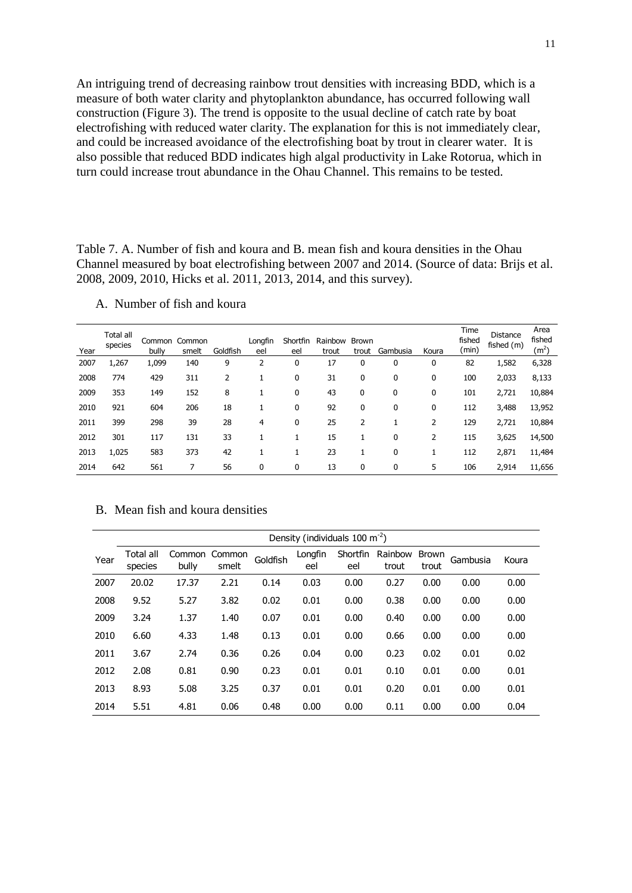An intriguing trend of decreasing rainbow trout densities with increasing BDD, which is a measure of both water clarity and phytoplankton abundance, has occurred following wall construction (Figure 3). The trend is opposite to the usual decline of catch rate by boat electrofishing with reduced water clarity. The explanation for this is not immediately clear, and could be increased avoidance of the electrofishing boat by trout in clearer water. It is also possible that reduced BDD indicates high algal productivity in Lake Rotorua, which in turn could increase trout abundance in the Ohau Channel. This remains to be tested.

Table 7. A. Number of fish and koura and B. mean fish and koura densities in the Ohau Channel measured by boat electrofishing between 2007 and 2014. (Source of data: Brijs et al. 2008, 2009, 2010, Hicks et al. 2011, 2013, 2014, and this survey).

A. Number of fish and koura

| Year | Total all species | Common bully | Common smelt | Goldfish | Longfin eel | Shortfin eel | Rainbow trout | Brown trout | Gambusia | Koura | Time fished (min) | Distance fished (m) | Area fished (m$^2$) |
|---|---|---|---|---|---|---|---|---|---|---|---|---|---|
| 2007 | 1,267 | 1,099 | 140 | 9 | 2 | 0 | 17 | 0 | 0 | 0 | 82 | 1,582 | 6,328 |
| 2008 | 774 | 429 | 311 | 2 | 1 | 0 | 31 | 0 | 0 | 0 | 100 | 2,033 | 8,133 |
| 2009 | 353 | 149 | 152 | 8 | 1 | 0 | 43 | 0 | 0 | 0 | 101 | 2,721 | 10,884 |
| 2010 | 921 | 604 | 206 | 18 | 1 | 0 | 92 | 0 | 0 | 0 | 112 | 3,488 | 13,952 |
| 2011 | 399 | 298 | 39 | 28 | 4 | 0 | 25 | 2 | 1 | 2 | 129 | 2,721 | 10,884 |
| 2012 | 301 | 117 | 131 | 33 | 1 | 1 | 15 | 1 | 0 | 2 | 115 | 3,625 | 14,500 |
| 2013 | 1,025 | 583 | 373 | 42 | 1 | 1 | 23 | 1 | 0 | 1 | 112 | 2,871 | 11,484 |
| 2014 | 642 | 561 | 7 | 56 | 0 | 0 | 13 | 0 | 0 | 5 | 106 | 2,914 | 11,656 |

B. Mean fish and koura densities

| | Density (individuals 100 m$^{-2}$) | | | | | | | | | |
|---|---|---|---|---|---|---|---|---|---|---|
| Year | Total all species | Common bully | Common smelt | Goldfish | Longfin eel | Shortfin eel | Rainbow trout | Brown trout | Gambusia | Koura |
| 2007 | 20.02 | 17.37 | 2.21 | 0.14 | 0.03 | 0.00 | 0.27 | 0.00 | 0.00 | 0.00 |
| 2008 | 9.52 | 5.27 | 3.82 | 0.02 | 0.01 | 0.00 | 0.38 | 0.00 | 0.00 | 0.00 |
| 2009 | 3.24 | 1.37 | 1.40 | 0.07 | 0.01 | 0.00 | 0.40 | 0.00 | 0.00 | 0.00 |
| 2010 | 6.60 | 4.33 | 1.48 | 0.13 | 0.01 | 0.00 | 0.66 | 0.00 | 0.00 | 0.00 |
| 2011 | 3.67 | 2.74 | 0.36 | 0.26 | 0.04 | 0.00 | 0.23 | 0.02 | 0.01 | 0.02 |
| 2012 | 2.08 | 0.81 | 0.90 | 0.23 | 0.01 | 0.01 | 0.10 | 0.01 | 0.00 | 0.01 |
| 2013 | 8.93 | 5.08 | 3.25 | 0.37 | 0.01 | 0.01 | 0.20 | 0.01 | 0.00 | 0.01 |
| 2014 | 5.51 | 4.81 | 0.06 | 0.48 | 0.00 | 0.00 | 0.11 | 0.00 | 0.00 | 0.04 |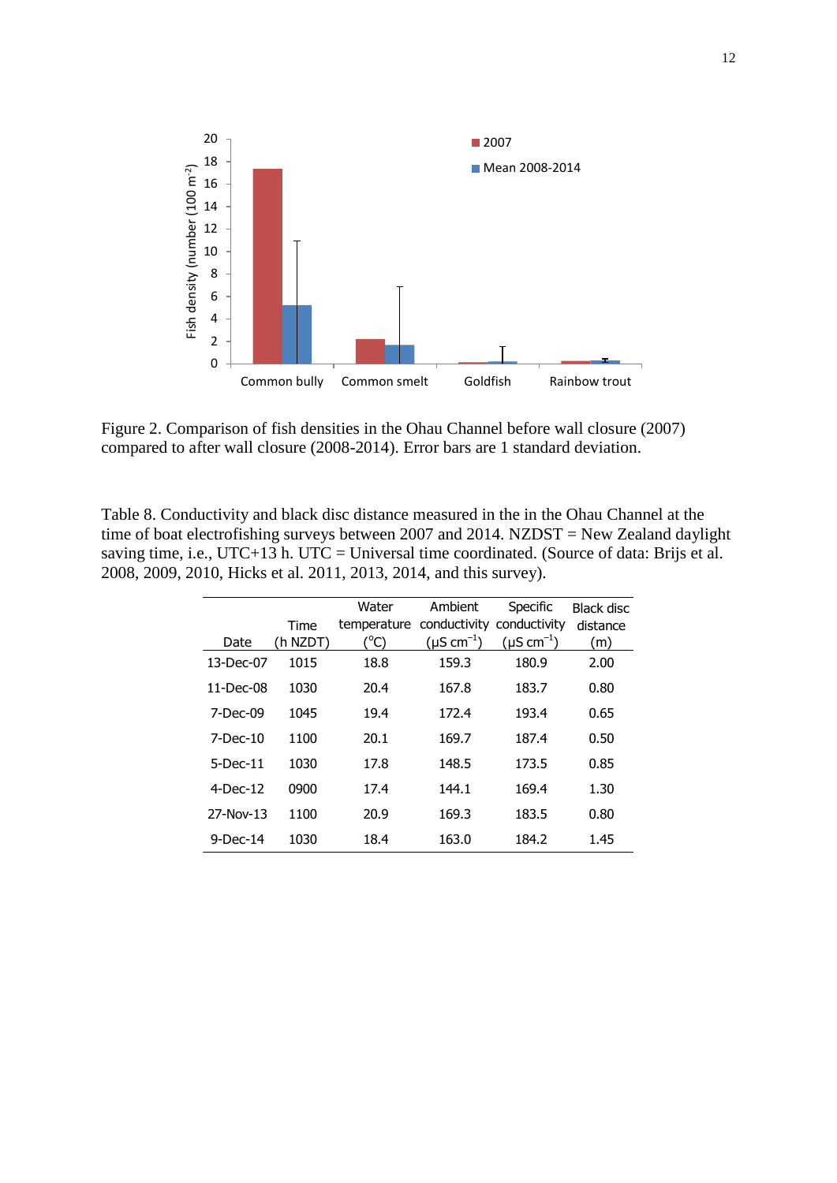Figure 2. Comparison of fish densities in the Ohau Channel before wall closure (2007) compared to after wall closure (2008-2014). Error bars are 1 standard deviation.

Table 8. Conductivity and black disc distance measured in the in the Ohau Channel at the time of boat electrofishing surveys between 2007 and 2014. NZDST = New Zealand daylight saving time, i.e., UTC+13 h. UTC = Universal time coordinated. (Source of data: Brijs et al. 2008, 2009, 2010, Hicks et al. 2011, 2013, 2014, and this survey).

| Date | Time (h NZDT) | Water temperature (°C) | Ambient conductivity (µS cm$^{-1}$) | Specific conductivity (µS cm$^{-1}$) | Black disc distance (m) |
|---|---|---|---|---|---|
| 13-Dec-07 | 1015 | 18.8 | 159.3 | 180.9 | 2.00 |
| 11-Dec-08 | 1030 | 20.4 | 167.8 | 183.7 | 0.80 |
| 7-Dec-09 | 1045 | 19.4 | 172.4 | 193.4 | 0.65 |
| 7-Dec-10 | 1100 | 20.1 | 169.7 | 187.4 | 0.50 |
| 5-Dec-11 | 1030 | 17.8 | 148.5 | 173.5 | 0.85 |
| 4-Dec-12 | 0900 | 17.4 | 144.1 | 169.4 | 1.30 |
| 27-Nov-13 | 1100 | 20.9 | 169.3 | 183.5 | 0.80 |
| 9-Dec-14 | 1030 | 18.4 | 163.0 | 184.2 | 1.45 |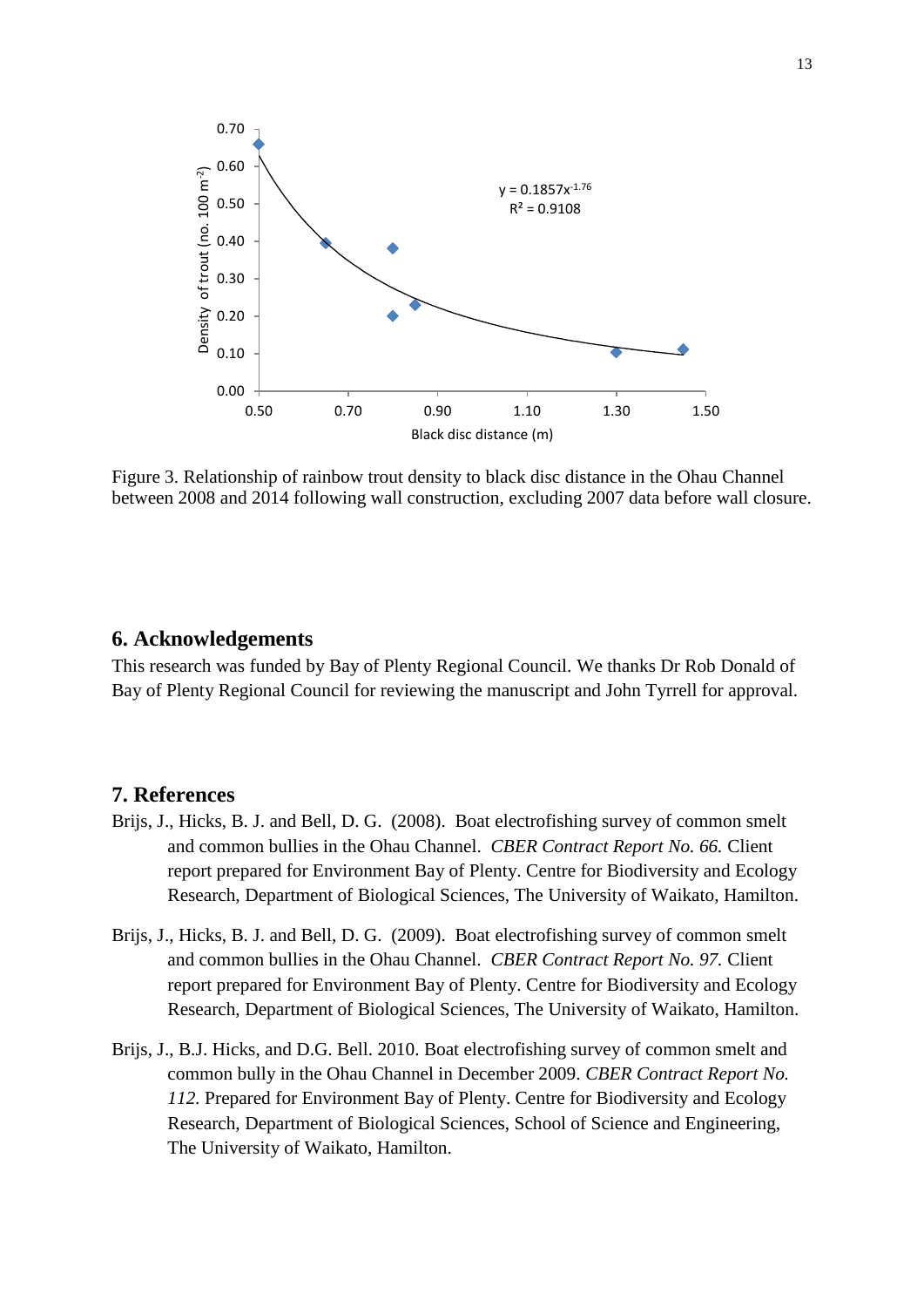Figure 3. Relationship of rainbow trout density to black disc distance in the Ohau Channel between 2008 and 2014 following wall construction, excluding 2007 data before wall closure.

## 6. Acknowledgements

This research was funded by Bay of Plenty Regional Council. We thanks Dr Rob Donald of Bay of Plenty Regional Council for reviewing the manuscript and John Tyrrell for approval.

## 7. References

Brijs, J., Hicks, B. J. and Bell, D. G. (2008). Boat electrofishing survey of common smelt and common bullies in the Ohau Channel. *CBER Contract Report No. 66.* Client report prepared for Environment Bay of Plenty. Centre for Biodiversity and Ecology Research, Department of Biological Sciences, The University of Waikato, Hamilton.

Brijs, J., Hicks, B. J. and Bell, D. G. (2009). Boat electrofishing survey of common smelt and common bullies in the Ohau Channel. *CBER Contract Report No. 97.* Client report prepared for Environment Bay of Plenty. Centre for Biodiversity and Ecology Research, Department of Biological Sciences, The University of Waikato, Hamilton.

Brijs, J., B.J. Hicks, and D.G. Bell. 2010. Boat electrofishing survey of common smelt and common bully in the Ohau Channel in December 2009. *CBER Contract Report No. 112.* Prepared for Environment Bay of Plenty. Centre for Biodiversity and Ecology Research, Department of Biological Sciences, School of Science and Engineering, The University of Waikato, Hamilton.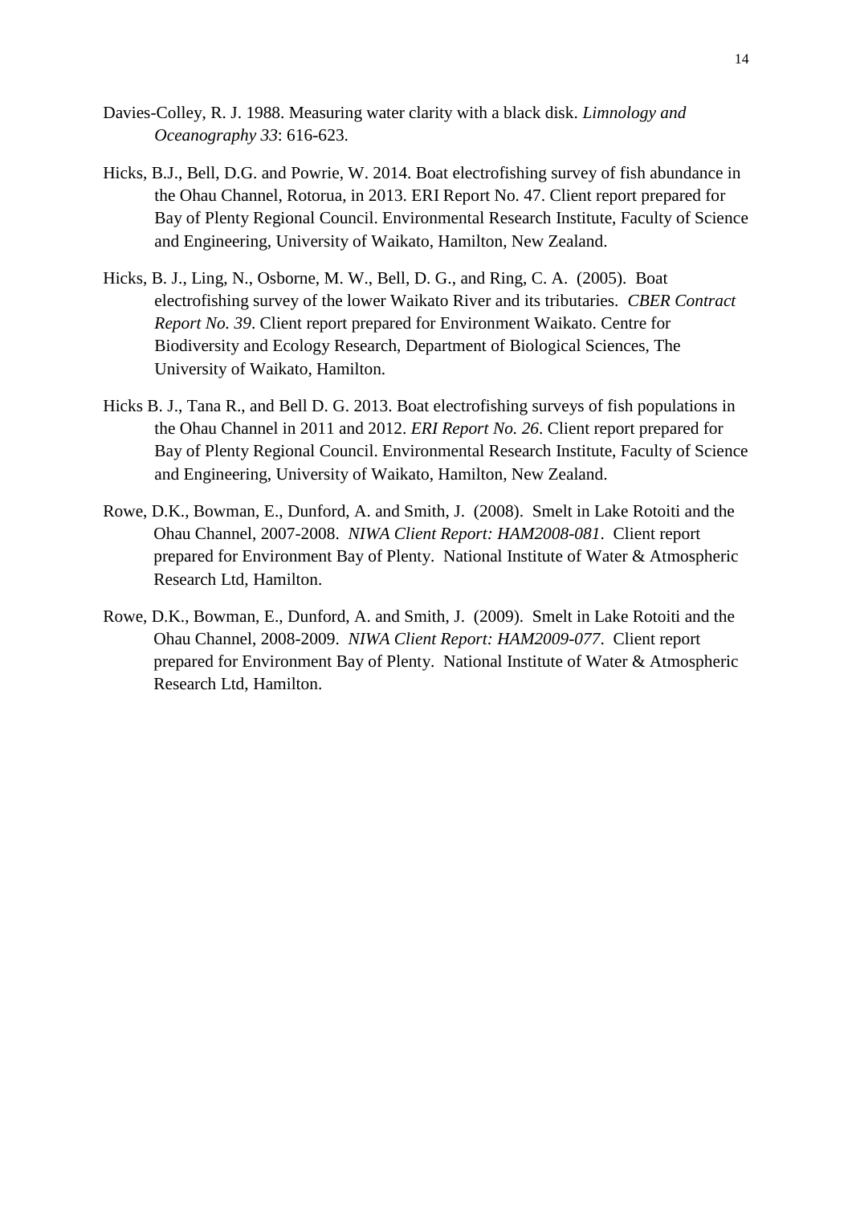Davies-Colley, R. J. 1988. Measuring water clarity with a black disk. *Limnology and Oceanography 33*: 616-623.

Hicks, B.J., Bell, D.G. and Powrie, W. 2014. Boat electrofishing survey of fish abundance in the Ohau Channel, Rotorua, in 2013. ERI Report No. 47. Client report prepared for Bay of Plenty Regional Council. Environmental Research Institute, Faculty of Science and Engineering, University of Waikato, Hamilton, New Zealand.

Hicks, B. J., Ling, N., Osborne, M. W., Bell, D. G., and Ring, C. A. (2005). Boat electrofishing survey of the lower Waikato River and its tributaries. *CBER Contract Report No. 39*. Client report prepared for Environment Waikato. Centre for Biodiversity and Ecology Research, Department of Biological Sciences, The University of Waikato, Hamilton.

Hicks B. J., Tana R., and Bell D. G. 2013. Boat electrofishing surveys of fish populations in the Ohau Channel in 2011 and 2012. *ERI Report No. 26*. Client report prepared for Bay of Plenty Regional Council. Environmental Research Institute, Faculty of Science and Engineering, University of Waikato, Hamilton, New Zealand.

Rowe, D.K., Bowman, E., Dunford, A. and Smith, J. (2008). Smelt in Lake Rotoiti and the Ohau Channel, 2007-2008. *NIWA Client Report: HAM2008-081*. Client report prepared for Environment Bay of Plenty. National Institute of Water & Atmospheric Research Ltd, Hamilton.

Rowe, D.K., Bowman, E., Dunford, A. and Smith, J. (2009). Smelt in Lake Rotoiti and the Ohau Channel, 2008-2009. *NIWA Client Report: HAM2009-077*. Client report prepared for Environment Bay of Plenty. National Institute of Water & Atmospheric Research Ltd, Hamilton.